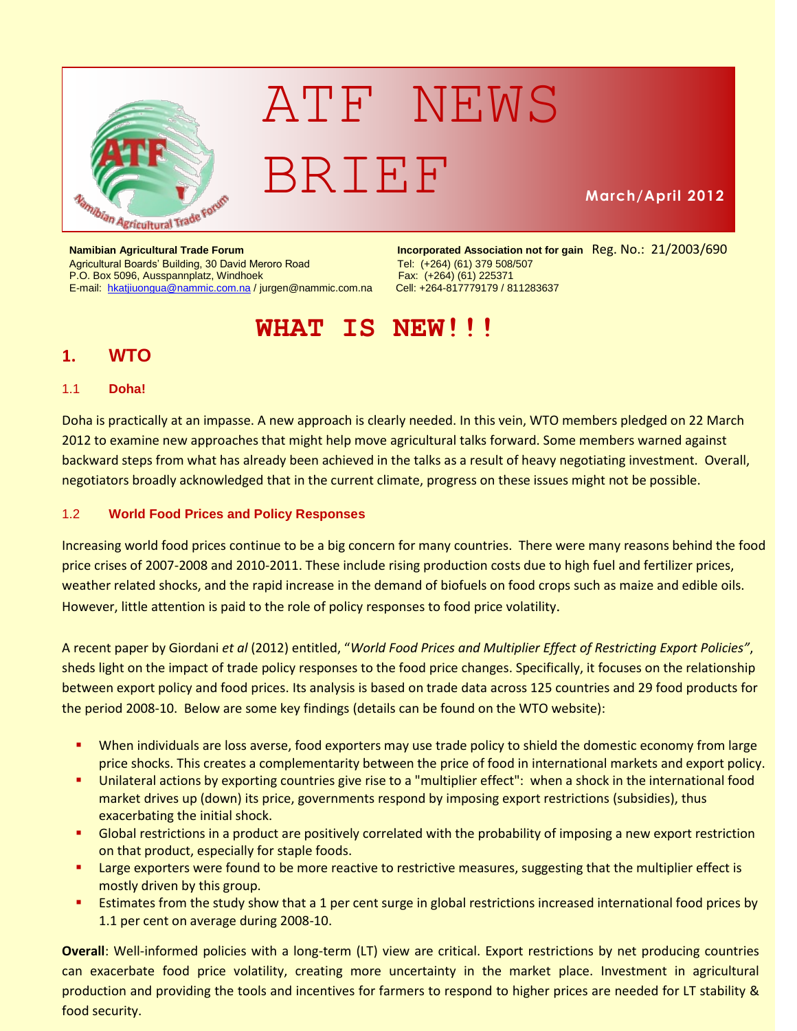# ATF NEWS BRIEF

**March/April 2012**

**Namibian Agricultural Trade Forum**
Agricultural Boards' Building, 30 David Meroro Road
P.O. Box 5096, Ausspannplatz, Windhoek
E-mail: hkatjiuongua@nammic.com.na / jurgen@nammic.com.na

**Incorporated Association not for gain** Reg. No.: 21/2003/690
Tel: (+264) (61) 379 508/507
Fax: (+264) (61) 225371
Cell: +264-817779179 / 811283637

# WHAT IS NEW!!!

## 1. WTO

### 1.1 Doha!

Doha is practically at an impasse. A new approach is clearly needed. In this vein, WTO members pledged on 22 March 2012 to examine new approaches that might help move agricultural talks forward. Some members warned against backward steps from what has already been achieved in the talks as a result of heavy negotiating investment. Overall, negotiators broadly acknowledged that in the current climate, progress on these issues might not be possible.

### 1.2 World Food Prices and Policy Responses

Increasing world food prices continue to be a big concern for many countries. There were many reasons behind the food price crises of 2007-2008 and 2010-2011. These include rising production costs due to high fuel and fertilizer prices, weather related shocks, and the rapid increase in the demand of biofuels on food crops such as maize and edible oils. However, little attention is paid to the role of policy responses to food price volatility.

A recent paper by Giordani *et al* (2012) entitled, "*World Food Prices and Multiplier Effect of Restricting Export Policies"*, sheds light on the impact of trade policy responses to the food price changes. Specifically, it focuses on the relationship between export policy and food prices. Its analysis is based on trade data across 125 countries and 29 food products for the period 2008-10. Below are some key findings (details can be found on the WTO website):

- When individuals are loss averse, food exporters may use trade policy to shield the domestic economy from large price shocks. This creates a complementarity between the price of food in international markets and export policy.
- Unilateral actions by exporting countries give rise to a "multiplier effect": when a shock in the international food market drives up (down) its price, governments respond by imposing export restrictions (subsidies), thus exacerbating the initial shock.
- Global restrictions in a product are positively correlated with the probability of imposing a new export restriction on that product, especially for staple foods.
- Large exporters were found to be more reactive to restrictive measures, suggesting that the multiplier effect is mostly driven by this group.
- Estimates from the study show that a 1 per cent surge in global restrictions increased international food prices by 1.1 per cent on average during 2008-10.

**Overall**: Well-informed policies with a long-term (LT) view are critical. Export restrictions by net producing countries can exacerbate food price volatility, creating more uncertainty in the market place. Investment in agricultural production and providing the tools and incentives for farmers to respond to higher prices are needed for LT stability & food security.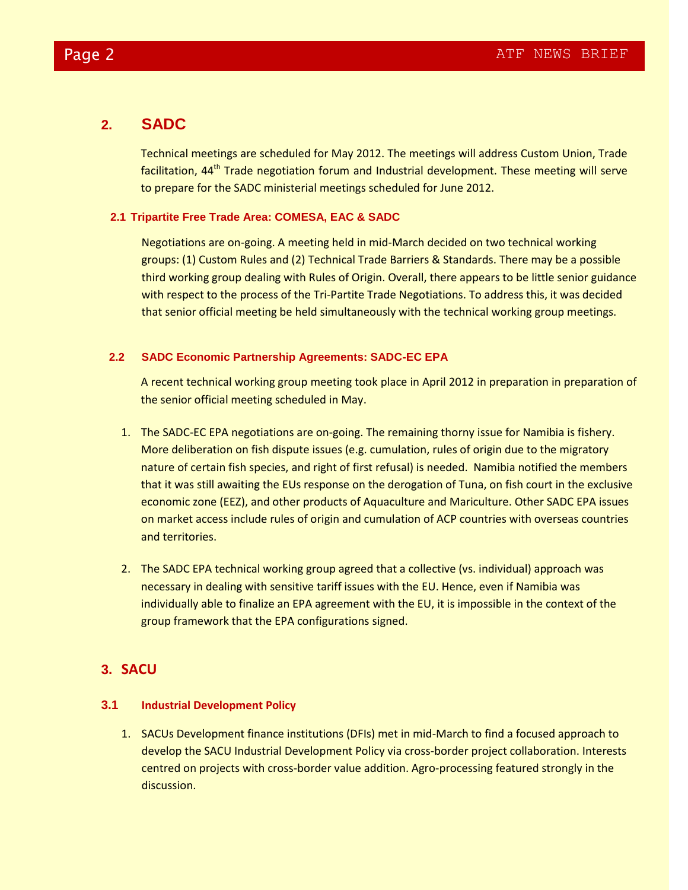## 2. SADC

Technical meetings are scheduled for May 2012. The meetings will address Custom Union, Trade facilitation, 44th Trade negotiation forum and Industrial development. These meeting will serve to prepare for the SADC ministerial meetings scheduled for June 2012.

### 2.1 Tripartite Free Trade Area: COMESA, EAC & SADC

Negotiations are on-going. A meeting held in mid-March decided on two technical working groups: (1) Custom Rules and (2) Technical Trade Barriers & Standards. There may be a possible third working group dealing with Rules of Origin. Overall, there appears to be little senior guidance with respect to the process of the Tri-Partite Trade Negotiations. To address this, it was decided that senior official meeting be held simultaneously with the technical working group meetings.

### 2.2 SADC Economic Partnership Agreements: SADC-EC EPA

A recent technical working group meeting took place in April 2012 in preparation in preparation of the senior official meeting scheduled in May.

1. The SADC-EC EPA negotiations are on-going. The remaining thorny issue for Namibia is fishery. More deliberation on fish dispute issues (e.g. cumulation, rules of origin due to the migratory nature of certain fish species, and right of first refusal) is needed. Namibia notified the members that it was still awaiting the EUs response on the derogation of Tuna, on fish court in the exclusive economic zone (EEZ), and other products of Aquaculture and Mariculture. Other SADC EPA issues on market access include rules of origin and cumulation of ACP countries with overseas countries and territories.

2. The SADC EPA technical working group agreed that a collective (vs. individual) approach was necessary in dealing with sensitive tariff issues with the EU. Hence, even if Namibia was individually able to finalize an EPA agreement with the EU, it is impossible in the context of the group framework that the EPA configurations signed.

## 3. SACU

### 3.1 Industrial Development Policy

1. SACUs Development finance institutions (DFIs) met in mid-March to find a focused approach to develop the SACU Industrial Development Policy via cross-border project collaboration. Interests centred on projects with cross-border value addition. Agro-processing featured strongly in the discussion.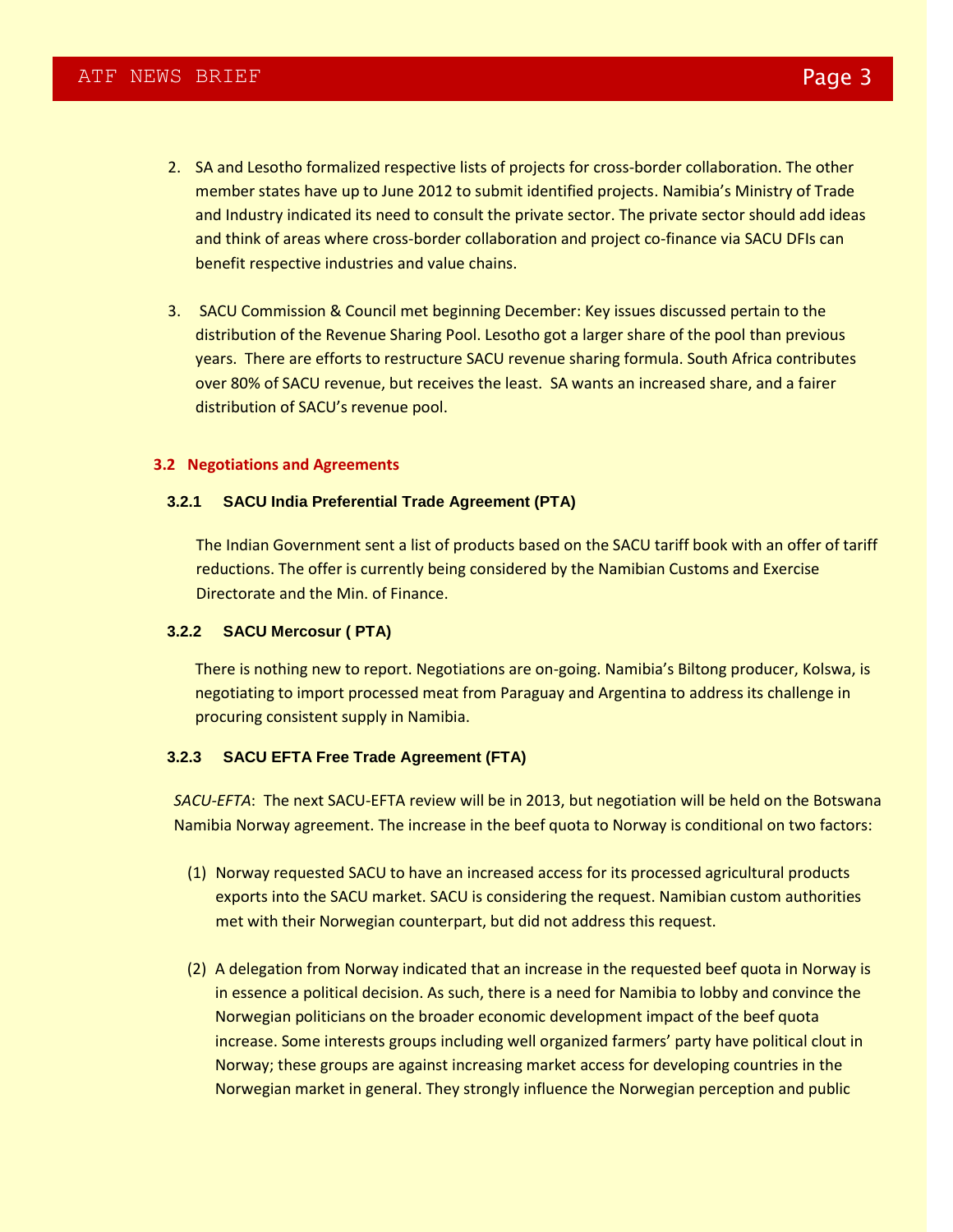2. SA and Lesotho formalized respective lists of projects for cross-border collaboration. The other member states have up to June 2012 to submit identified projects. Namibia's Ministry of Trade and Industry indicated its need to consult the private sector. The private sector should add ideas and think of areas where cross-border collaboration and project co-finance via SACU DFIs can benefit respective industries and value chains.

3. SACU Commission & Council met beginning December: Key issues discussed pertain to the distribution of the Revenue Sharing Pool. Lesotho got a larger share of the pool than previous years. There are efforts to restructure SACU revenue sharing formula. South Africa contributes over 80% of SACU revenue, but receives the least. SA wants an increased share, and a fairer distribution of SACU's revenue pool.

### 3.2 Negotiations and Agreements

#### 3.2.1 SACU India Preferential Trade Agreement (PTA)

The Indian Government sent a list of products based on the SACU tariff book with an offer of tariff reductions. The offer is currently being considered by the Namibian Customs and Exercise Directorate and the Min. of Finance.

#### 3.2.2 SACU Mercosur ( PTA)

There is nothing new to report. Negotiations are on-going. Namibia's Biltong producer, Kolswa, is negotiating to import processed meat from Paraguay and Argentina to address its challenge in procuring consistent supply in Namibia.

#### 3.2.3 SACU EFTA Free Trade Agreement (FTA)

*SACU-EFTA*: The next SACU-EFTA review will be in 2013, but negotiation will be held on the Botswana Namibia Norway agreement. The increase in the beef quota to Norway is conditional on two factors:

(1) Norway requested SACU to have an increased access for its processed agricultural products exports into the SACU market. SACU is considering the request. Namibian custom authorities met with their Norwegian counterpart, but did not address this request.

(2) A delegation from Norway indicated that an increase in the requested beef quota in Norway is in essence a political decision. As such, there is a need for Namibia to lobby and convince the Norwegian politicians on the broader economic development impact of the beef quota increase. Some interests groups including well organized farmers' party have political clout in Norway; these groups are against increasing market access for developing countries in the Norwegian market in general. They strongly influence the Norwegian perception and public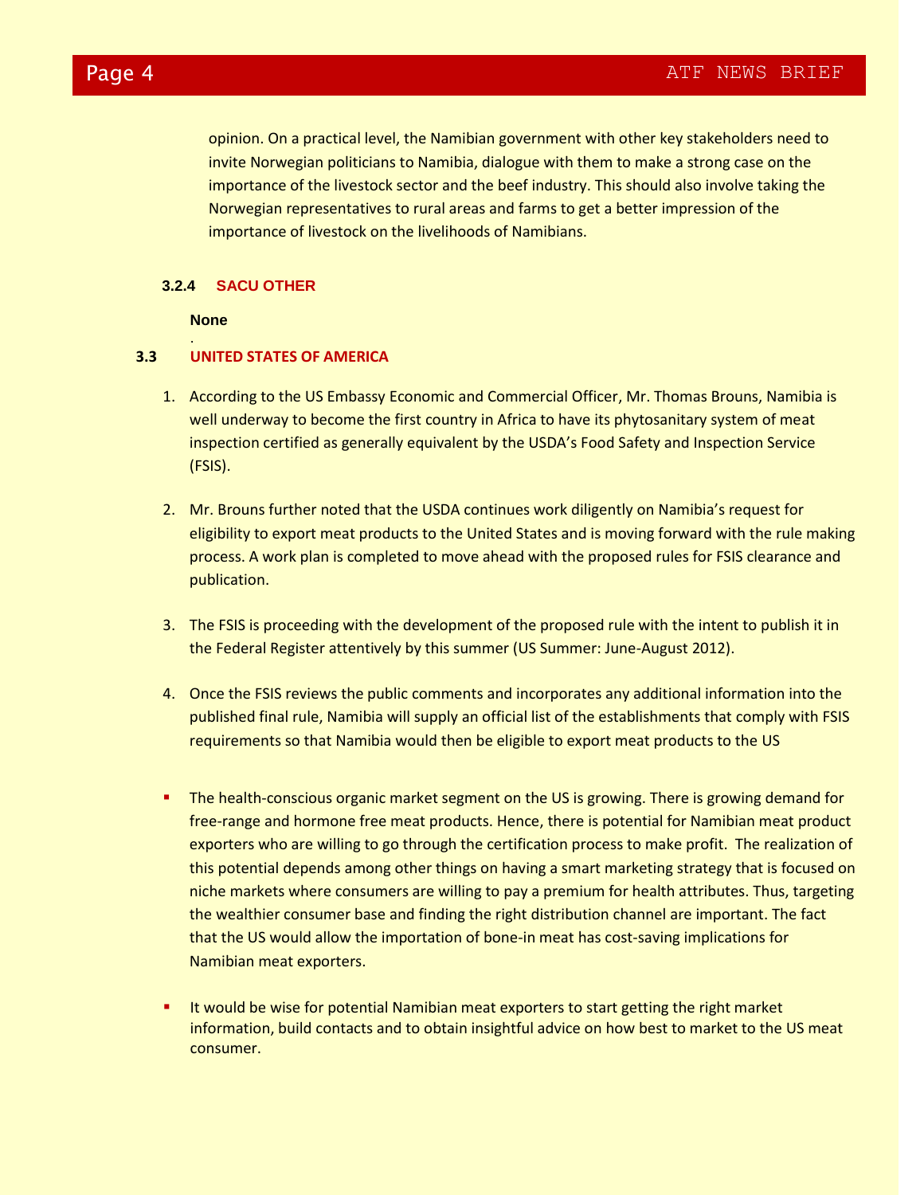opinion. On a practical level, the Namibian government with other key stakeholders need to invite Norwegian politicians to Namibia, dialogue with them to make a strong case on the importance of the livestock sector and the beef industry. This should also involve taking the Norwegian representatives to rural areas and farms to get a better impression of the importance of livestock on the livelihoods of Namibians.

#### 3.2.4 SACU OTHER

**None**

.

### 3.3 UNITED STATES OF AMERICA

1. According to the US Embassy Economic and Commercial Officer, Mr. Thomas Brouns, Namibia is well underway to become the first country in Africa to have its phytosanitary system of meat inspection certified as generally equivalent by the USDA's Food Safety and Inspection Service (FSIS).

2. Mr. Brouns further noted that the USDA continues work diligently on Namibia's request for eligibility to export meat products to the United States and is moving forward with the rule making process. A work plan is completed to move ahead with the proposed rules for FSIS clearance and publication.

3. The FSIS is proceeding with the development of the proposed rule with the intent to publish it in the Federal Register attentively by this summer (US Summer: June-August 2012).

4. Once the FSIS reviews the public comments and incorporates any additional information into the published final rule, Namibia will supply an official list of the establishments that comply with FSIS requirements so that Namibia would then be eligible to export meat products to the US

- The health-conscious organic market segment on the US is growing. There is growing demand for free-range and hormone free meat products. Hence, there is potential for Namibian meat product exporters who are willing to go through the certification process to make profit. The realization of this potential depends among other things on having a smart marketing strategy that is focused on niche markets where consumers are willing to pay a premium for health attributes. Thus, targeting the wealthier consumer base and finding the right distribution channel are important. The fact that the US would allow the importation of bone-in meat has cost-saving implications for Namibian meat exporters.

- It would be wise for potential Namibian meat exporters to start getting the right market information, build contacts and to obtain insightful advice on how best to market to the US meat consumer.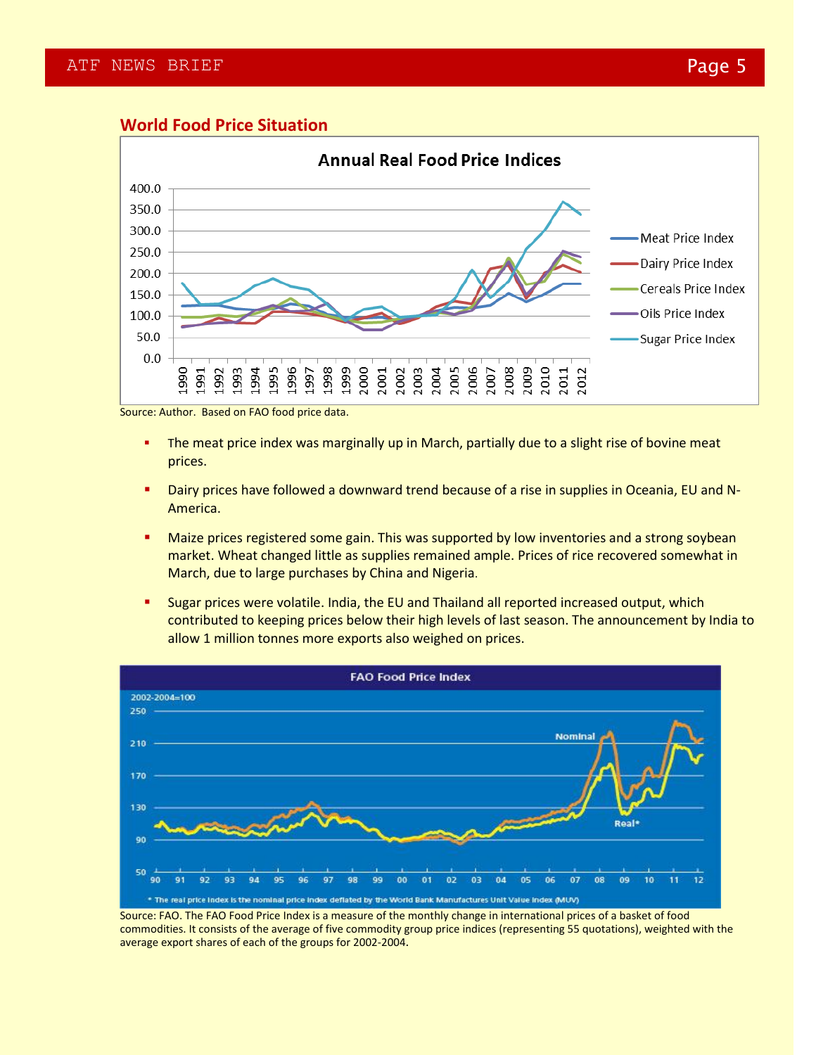## World Food Price Situation

Source: Author. Based on FAO food price data.

- The meat price index was marginally up in March, partially due to a slight rise of bovine meat prices.
- Dairy prices have followed a downward trend because of a rise in supplies in Oceania, EU and N-America.
- Maize prices registered some gain. This was supported by low inventories and a strong soybean market. Wheat changed little as supplies remained ample. Prices of rice recovered somewhat in March, due to large purchases by China and Nigeria.
- Sugar prices were volatile. India, the EU and Thailand all reported increased output, which contributed to keeping prices below their high levels of last season. The announcement by India to allow 1 million tonnes more exports also weighed on prices.

Source: FAO. The FAO Food Price Index is a measure of the monthly change in international prices of a basket of food commodities. It consists of the average of five commodity group price indices (representing 55 quotations), weighted with the average export shares of each of the groups for 2002-2004.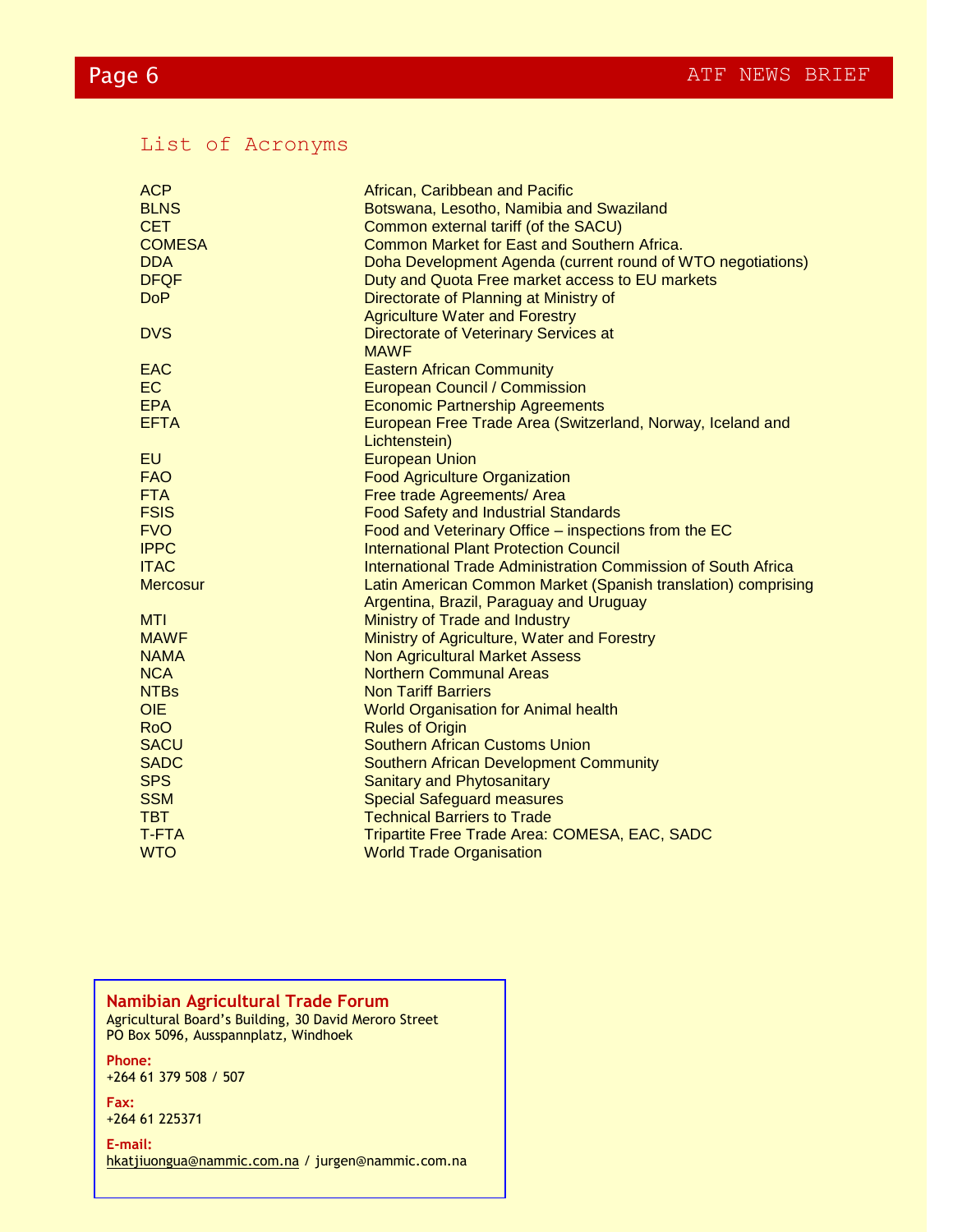## List of Acronyms

| | |
|---|---|
| ACP | African, Caribbean and Pacific |
| BLNS | Botswana, Lesotho, Namibia and Swaziland |
| CET | Common external tariff (of the SACU) |
| COMESA | Common Market for East and Southern Africa. |
| DDA | Doha Development Agenda (current round of WTO negotiations) |
| DFQF | Duty and Quota Free market access to EU markets |
| DoP | Directorate of Planning at Ministry of Agriculture Water and Forestry |
| DVS | Directorate of Veterinary Services at MAWF |
| EAC | Eastern African Community |
| EC | European Council / Commission |
| EPA | Economic Partnership Agreements |
| EFTA | European Free Trade Area (Switzerland, Norway, Iceland and Lichtenstein) |
| EU | European Union |
| FAO | Food Agriculture Organization |
| FTA | Free trade Agreements/ Area |
| FSIS | Food Safety and Industrial Standards |
| FVO | Food and Veterinary Office – inspections from the EC |
| IPPC | International Plant Protection Council |
| ITAC | International Trade Administration Commission of South Africa |
| Mercosur | Latin American Common Market (Spanish translation) comprising Argentina, Brazil, Paraguay and Uruguay |
| MTI | Ministry of Trade and Industry |
| MAWF | Ministry of Agriculture, Water and Forestry |
| NAMA | Non Agricultural Market Assess |
| NCA | Northern Communal Areas |
| NTBs | Non Tariff Barriers |
| OIE | World Organisation for Animal health |
| RoO | Rules of Origin |
| SACU | Southern African Customs Union |
| SADC | Southern African Development Community |
| SPS | Sanitary and Phytosanitary |
| SSM | Special Safeguard measures |
| TBT | Technical Barriers to Trade |
| T-FTA | Tripartite Free Trade Area: COMESA, EAC, SADC |
| WTO | World Trade Organisation |

**Namibian Agricultural Trade Forum**
Agricultural Board's Building, 30 David Meroro Street
PO Box 5096, Ausspannplatz, Windhoek

**Phone:**
+264 61 379 508 / 507

**Fax:**
+264 61 225371

**E-mail:**
hkatjiuongua@nammic.com.na / jurgen@nammic.com.na